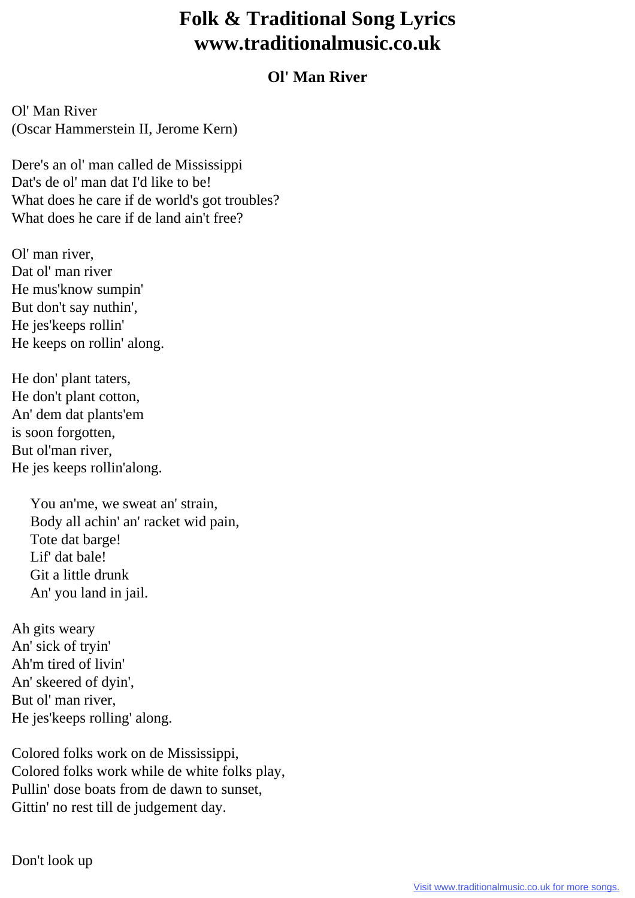# Folk & Traditional Song Lyrics
# www.traditionalmusic.co.uk

## Ol' Man River

Ol' Man River
(Oscar Hammerstein II, Jerome Kern)

Dere's an ol' man called de Mississippi
Dat's de ol' man dat I'd like to be!
What does he care if de world's got troubles?
What does he care if de land ain't free?

Ol' man river,
Dat ol' man river
He mus'know sumpin'
But don't say nuthin',
He jes'keeps rollin'
He keeps on rollin' along.

He don' plant taters,
He don't plant cotton,
An' dem dat plants'em
is soon forgotten,
But ol'man river,
He jes keeps rollin'along.

> You an'me, we sweat an' strain,
> Body all achin' an' racket wid pain,
> Tote dat barge!
> Lif' dat bale!
> Git a little drunk
> An' you land in jail.

Ah gits weary
An' sick of tryin'
Ah'm tired of livin'
An' skeered of dyin',
But ol' man river,
He jes'keeps rolling' along.

Colored folks work on de Mississippi,
Colored folks work while de white folks play,
Pullin' dose boats from de dawn to sunset,
Gittin' no rest till de judgement day.

Don't look up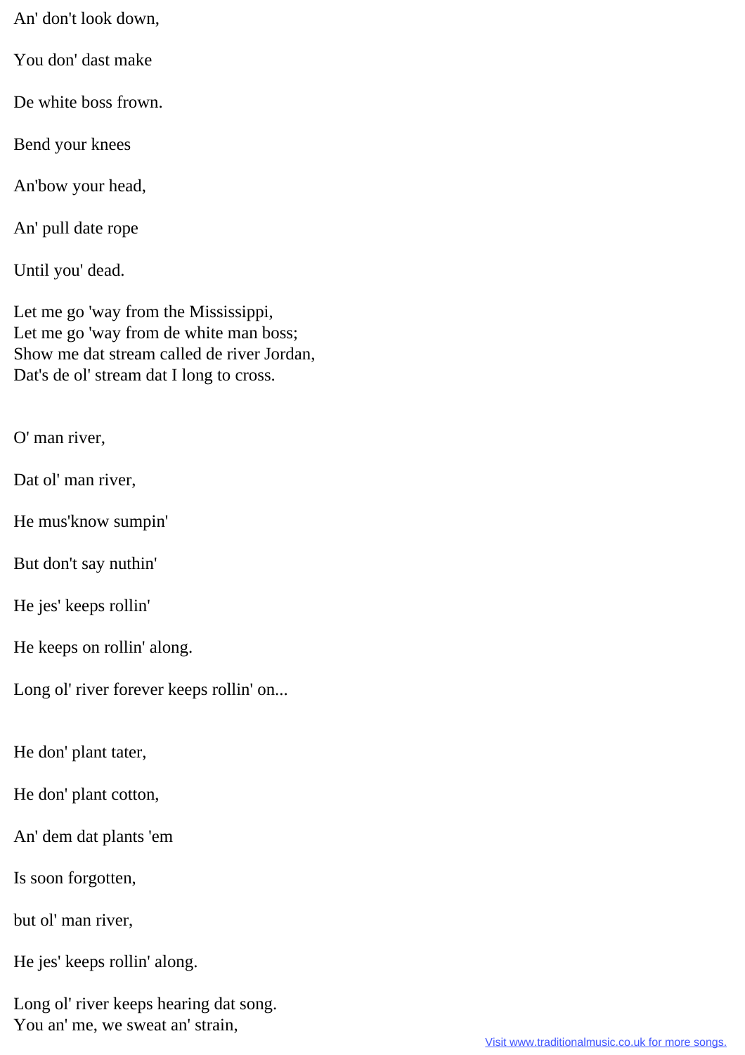An' don't look down,

You don' dast make

De white boss frown.

Bend your knees

An'bow your head,

An' pull date rope

Until you' dead.

Let me go 'way from the Mississippi,
Let me go 'way from de white man boss;
Show me dat stream called de river Jordan,
Dat's de ol' stream dat I long to cross.

O' man river,

Dat ol' man river,

He mus'know sumpin'

But don't say nuthin'

He jes' keeps rollin'

He keeps on rollin' along.

Long ol' river forever keeps rollin' on...

He don' plant tater,

He don' plant cotton,

An' dem dat plants 'em

Is soon forgotten,

but ol' man river,

He jes' keeps rollin' along.

Long ol' river keeps hearing dat song.
You an' me, we sweat an' strain,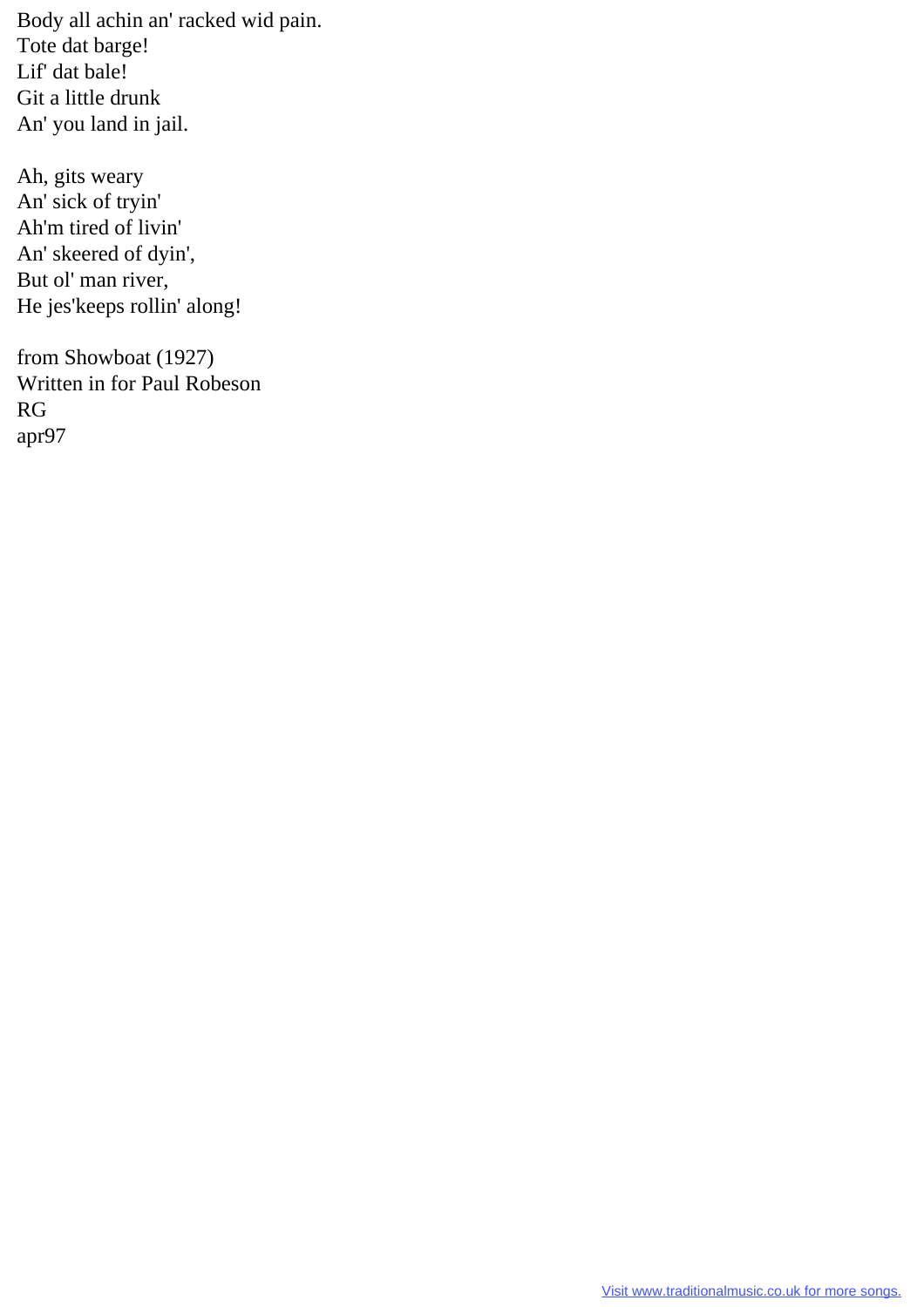Body all achin an' racked wid pain.
Tote dat barge!
Lif' dat bale!
Git a little drunk
An' you land in jail.

Ah, gits weary
An' sick of tryin'
Ah'm tired of livin'
An' skeered of dyin',
But ol' man river,
He jes'keeps rollin' along!

from Showboat (1927)
Written in for Paul Robeson
RG
apr97